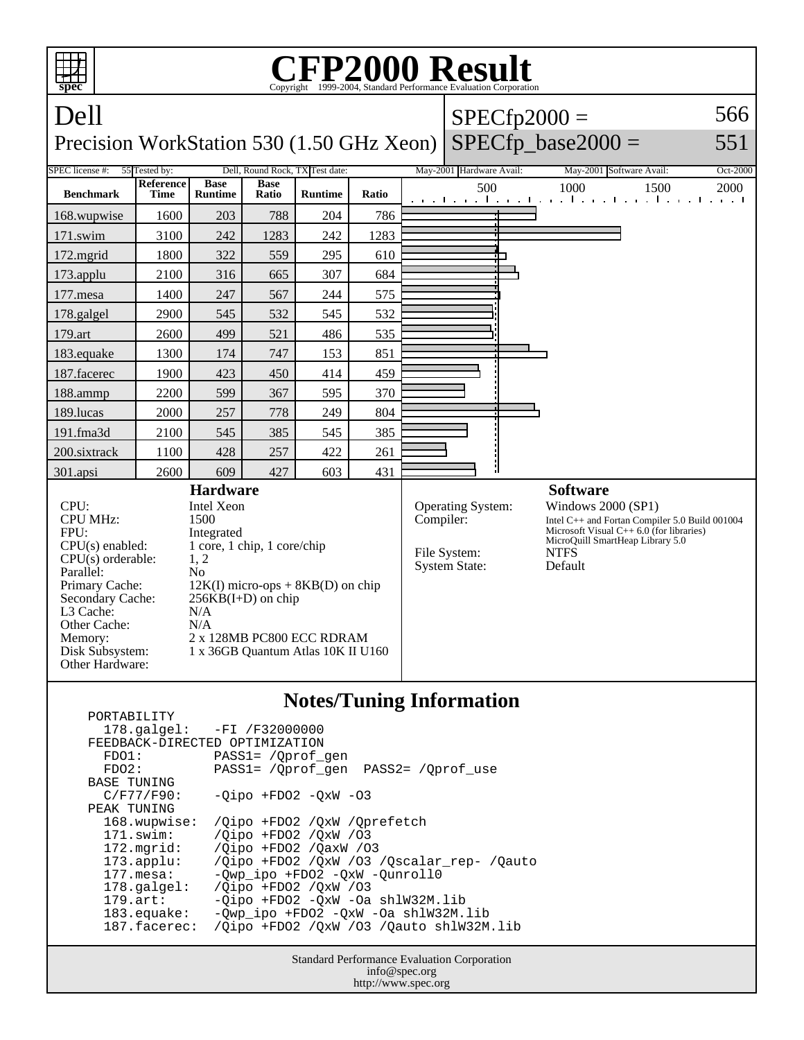# CFP2000 Result

Copyright 1999-2004, Standard Performance Evaluation Corporation

## Dell

Precision WorkStation 530 (1.50 GHz Xeon)

SPECfp2000 = 566

SPECfp_base2000 = 551

| SPEC license #: | 55 | Tested by: | Dell, Round Rock, TX | Test date: | May-2001 | Hardware Avail: | May-2001 | Software Avail: | Oct-2000 |
|---|---|---|---|---|---|---|---|---|---|

| Benchmark | Reference Time | Base Runtime | Base Ratio | Runtime | Ratio |
|---|---|---|---|---|---|
| 168.wupwise | 1600 | 203 | 788 | 204 | 786 |
| 171.swim | 3100 | 242 | 1283 | 242 | 1283 |
| 172.mgrid | 1800 | 322 | 559 | 295 | 610 |
| 173.applu | 2100 | 316 | 665 | 307 | 684 |
| 177.mesa | 1400 | 247 | 567 | 244 | 575 |
| 178.galgel | 2900 | 545 | 532 | 545 | 532 |
| 179.art | 2600 | 499 | 521 | 486 | 535 |
| 183.equake | 1300 | 174 | 747 | 153 | 851 |
| 187.facerec | 1900 | 423 | 450 | 414 | 459 |
| 188.ammp | 2200 | 599 | 367 | 595 | 370 |
| 189.lucas | 2000 | 257 | 778 | 249 | 804 |
| 191.fma3d | 2100 | 545 | 385 | 545 | 385 |
| 200.sixtrack | 1100 | 428 | 257 | 422 | 261 |
| 301.apsi | 2600 | 609 | 427 | 603 | 431 |

### Hardware

| | |
|---|---|
| CPU: | Intel Xeon |
| CPU MHz: | 1500 |
| FPU: | Integrated |
| CPU(s) enabled: | 1 core, 1 chip, 1 core/chip |
| CPU(s) orderable: | 1, 2 |
| Parallel: | No |
| Primary Cache: | 12K(I) micro-ops + 8KB(D) on chip |
| Secondary Cache: | 256KB(I+D) on chip |
| L3 Cache: | N/A |
| Other Cache: | N/A |
| Memory: | 2 x 128MB PC800 ECC RDRAM |
| Disk Subsystem: | 1 x 36GB Quantum Atlas 10K II U160 |
| Other Hardware: | |

### Software

| | |
|---|---|
| Operating System: | Windows 2000 (SP1) |
| Compiler: | Intel C++ and Fortan Compiler 5.0 Build 001004<br>Microsoft Visual C++ 6.0 (for libraries)<br>MicroQuill SmartHeap Library 5.0 |
| File System: | NTFS |
| System State: | Default |

## Notes/Tuning Information

```
PORTABILITY
  178.galgel:   -FI /F32000000
FEEDBACK-DIRECTED OPTIMIZATION
  FDO1:         PASS1= /Qprof_gen
  FDO2:         PASS1= /Qprof_gen  PASS2= /Qprof_use
BASE TUNING
  C/F77/F90:    -Qipo +FDO2 -QxW -O3
PEAK TUNING
  168.wupwise:  /Qipo +FDO2 /QxW /Qprefetch
  171.swim:     /Qipo +FDO2 /QxW /O3
  172.mgrid:    /Qipo +FDO2 /QaxW /O3
  173.applu:    /Qipo +FDO2 /QxW /O3 /Qscalar_rep- /Qauto
  177.mesa:     -Qwp_ipo +FDO2 -QxW -Qunroll0
  178.galgel:   /Qipo +FDO2 /QxW /O3
  179.art:      -Qipo +FDO2 -QxW -Oa shlW32M.lib
  183.equake:   -Qwp_ipo +FDO2 -QxW -Oa shlW32M.lib
  187.facerec:  /Qipo +FDO2 /QxW /O3 /Qauto shlW32M.lib
```

Standard Performance Evaluation Corporation
info@spec.org
http://www.spec.org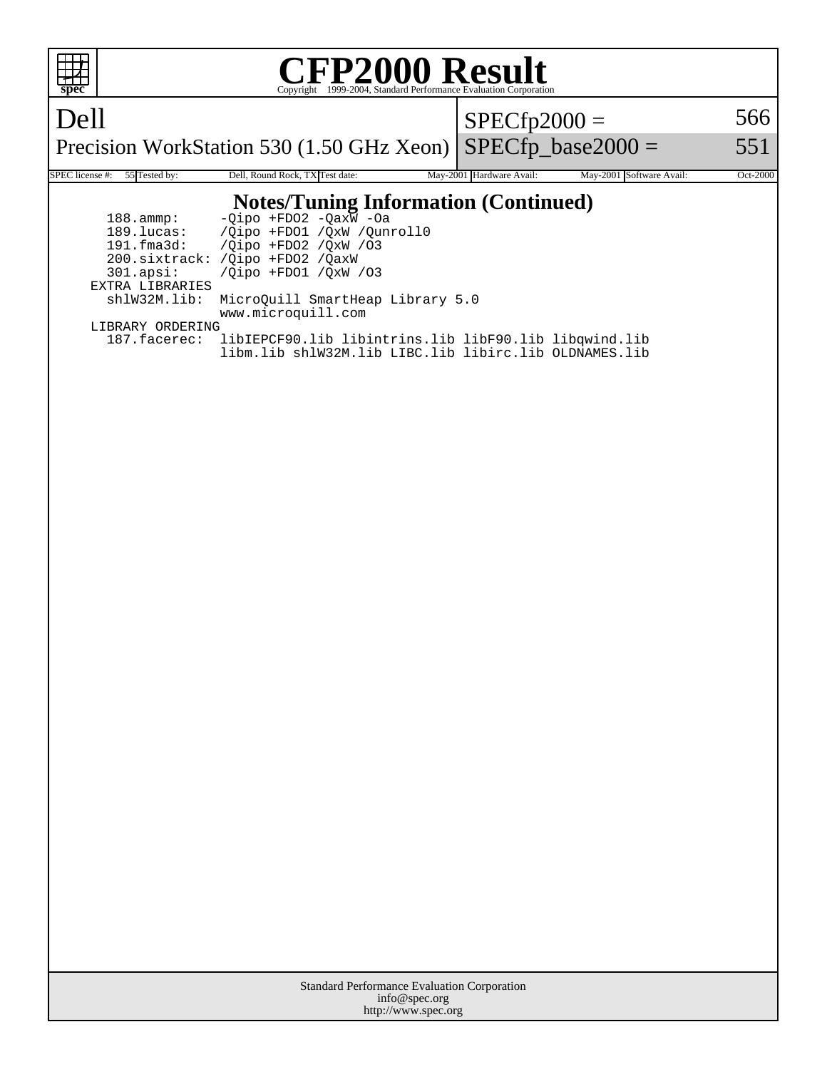# CFP2000 Result

Copyright 1999-2004, Standard Performance Evaluation Corporation

Dell

Precision WorkStation 530 (1.50 GHz Xeon)

SPECfp2000 = 566

SPECfp_base2000 = 551

| SPEC license #: | 55 | Tested by: | Dell, Round Rock, TX | Test date: | May-2001 | Hardware Avail: | May-2001 | Software Avail: | Oct-2000 |
|---|---|---|---|---|---|---|---|---|---|

## Notes/Tuning Information (Continued)

```
      188.ammp:     -Qipo +FDO2 -QaxW -Oa
      189.lucas:    /Qipo +FDO1 /QxW /Qunroll0
      191.fma3d:    /Qipo +FDO2 /QxW /O3
      200.sixtrack: /Qipo +FDO2 /QaxW
      301.apsi:     /Qipo +FDO1 /QxW /O3
    EXTRA LIBRARIES
      shlW32M.lib:  MicroQuill SmartHeap Library 5.0
                    www.microquill.com
    LIBRARY ORDERING
      187.facerec:  libIEPCF90.lib libintrins.lib libF90.lib libqwind.lib
                    libm.lib shlW32M.lib LIBC.lib libirc.lib OLDNAMES.lib
```

Standard Performance Evaluation Corporation
info@spec.org
http://www.spec.org